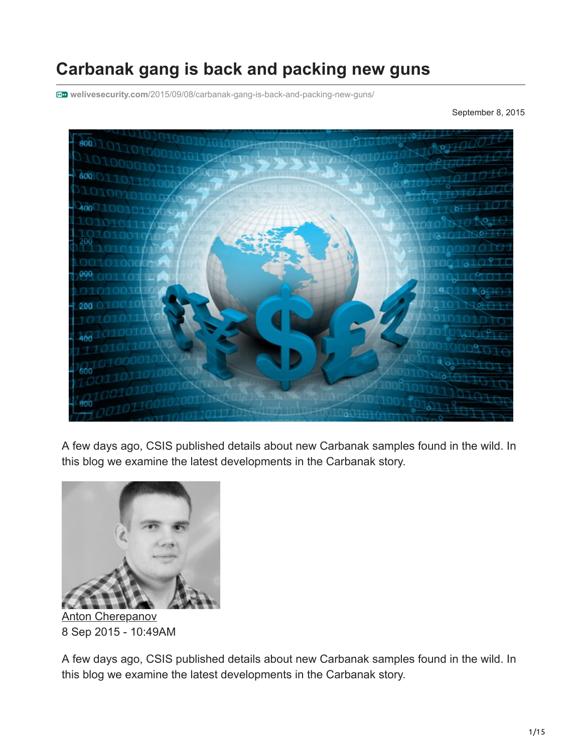# Carbanak gang is back and packing new guns

welivesecurity.com/2015/09/08/carbanak-gang-is-back-and-packing-new-guns/

September 8, 2015

A few days ago, CSIS published details about new Carbanak samples found in the wild. In this blog we examine the latest developments in the Carbanak story.

Anton Cherepanov
8 Sep 2015 - 10:49AM

A few days ago, CSIS published details about new Carbanak samples found in the wild. In this blog we examine the latest developments in the Carbanak story.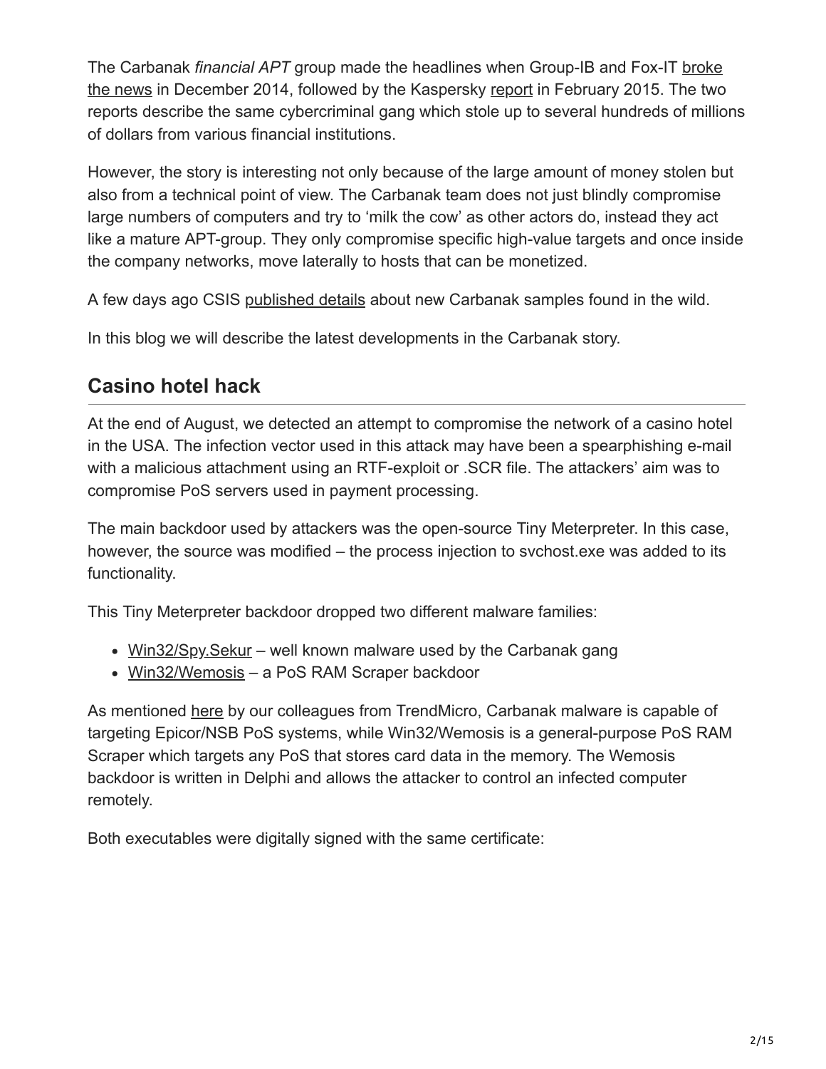The Carbanak *financial APT* group made the headlines when Group-IB and Fox-IT broke the news in December 2014, followed by the Kaspersky report in February 2015. The two reports describe the same cybercriminal gang which stole up to several hundreds of millions of dollars from various financial institutions.

However, the story is interesting not only because of the large amount of money stolen but also from a technical point of view. The Carbanak team does not just blindly compromise large numbers of computers and try to 'milk the cow' as other actors do, instead they act like a mature APT-group. They only compromise specific high-value targets and once inside the company networks, move laterally to hosts that can be monetized.

A few days ago CSIS published details about new Carbanak samples found in the wild.

In this blog we will describe the latest developments in the Carbanak story.

## Casino hotel hack

At the end of August, we detected an attempt to compromise the network of a casino hotel in the USA. The infection vector used in this attack may have been a spearphishing e-mail with a malicious attachment using an RTF-exploit or .SCR file. The attackers' aim was to compromise PoS servers used in payment processing.

The main backdoor used by attackers was the open-source Tiny Meterpreter. In this case, however, the source was modified – the process injection to svchost.exe was added to its functionality.

This Tiny Meterpreter backdoor dropped two different malware families:

- Win32/Spy.Sekur – well known malware used by the Carbanak gang
- Win32/Wemosis – a PoS RAM Scraper backdoor

As mentioned here by our colleagues from TrendMicro, Carbanak malware is capable of targeting Epicor/NSB PoS systems, while Win32/Wemosis is a general-purpose PoS RAM Scraper which targets any PoS that stores card data in the memory. The Wemosis backdoor is written in Delphi and allows the attacker to control an infected computer remotely.

Both executables were digitally signed with the same certificate: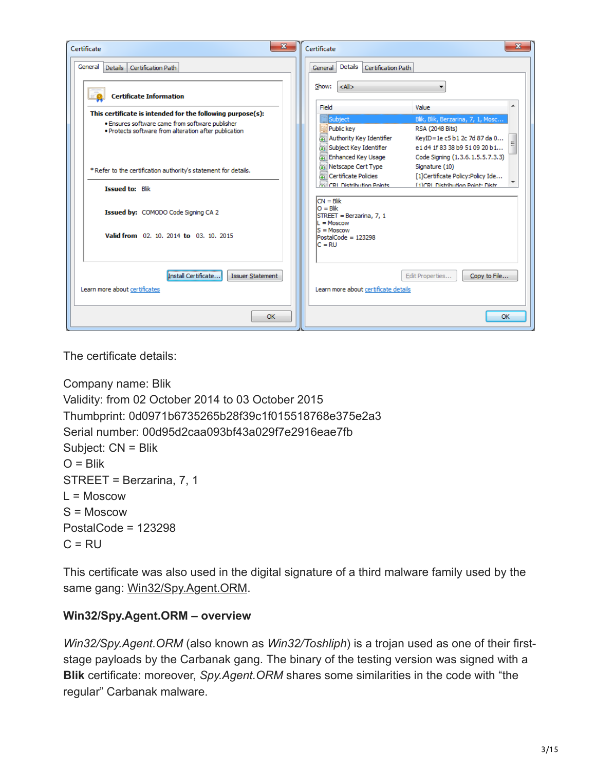The certificate details:

Company name: Blik
Validity: from 02 October 2014 to 03 October 2015
Thumbprint: 0d0971b6735265b28f39c1f015518768e375e2a3
Serial number: 00d95d2caa093bf43a029f7e2916eae7fb
Subject: CN = Blik
O = Blik
STREET = Berzarina, 7, 1
L = Moscow
S = Moscow
PostalCode = 123298
C = RU

This certificate was also used in the digital signature of a third malware family used by the same gang: Win32/Spy.Agent.ORM.

**Win32/Spy.Agent.ORM – overview**

*Win32/Spy.Agent.ORM* (also known as *Win32/Toshliph*) is a trojan used as one of their first-stage payloads by the Carbanak gang. The binary of the testing version was signed with a **Blik** certificate: moreover, *Spy.Agent.ORM* shares some similarities in the code with "the regular" Carbanak malware.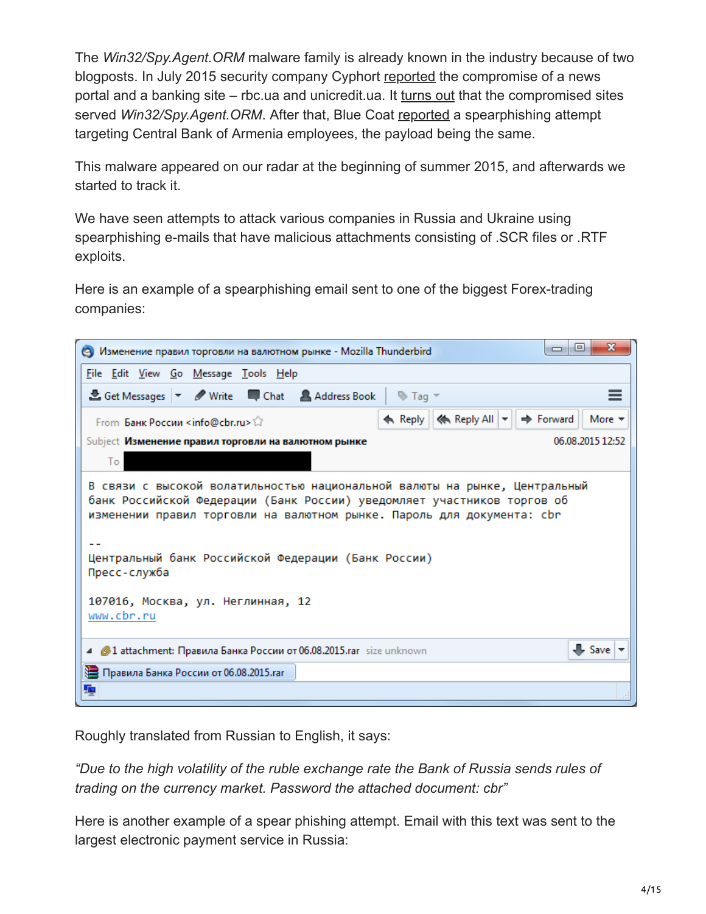The *Win32/Spy.Agent.ORM* malware family is already known in the industry because of two blogposts. In July 2015 security company Cyphort reported the compromise of a news portal and a banking site – rbc.ua and unicredit.ua. It turns out that the compromised sites served *Win32/Spy.Agent.ORM*. After that, Blue Coat reported a spearphishing attempt targeting Central Bank of Armenia employees, the payload being the same.

This malware appeared on our radar at the beginning of summer 2015, and afterwards we started to track it.

We have seen attempts to attack various companies in Russia and Ukraine using spearphishing e-mails that have malicious attachments consisting of .SCR files or .RTF exploits.

Here is an example of a spearphishing email sent to one of the biggest Forex-trading companies:

```
Изменение правил торговли на валютном рынке - Mozilla Thunderbird

From: Банк России <info@cbr.ru>
Subject: Изменение правил торговли на валютном рынке
Date: 06.08.2015 12:52
To: [redacted]

В связи с высокой волатильностью национальной валюты на рынке, Центральный
банк Российской Федерации (Банк России) уведомляет участников торгов об
изменении правил торговли на валютном рынке. Пароль для документа: cbr

--
Центральный банк Российской Федерации (Банк России)
Пресс-служба

107016, Москва, ул. Неглинная, 12
www.cbr.ru

1 attachment: Правила Банка России от 06.08.2015.rar  size unknown
```

Roughly translated from Russian to English, it says:

*"Due to the high volatility of the ruble exchange rate the Bank of Russia sends rules of trading on the currency market. Password the attached document: cbr"*

Here is another example of a spear phishing attempt. Email with this text was sent to the largest electronic payment service in Russia: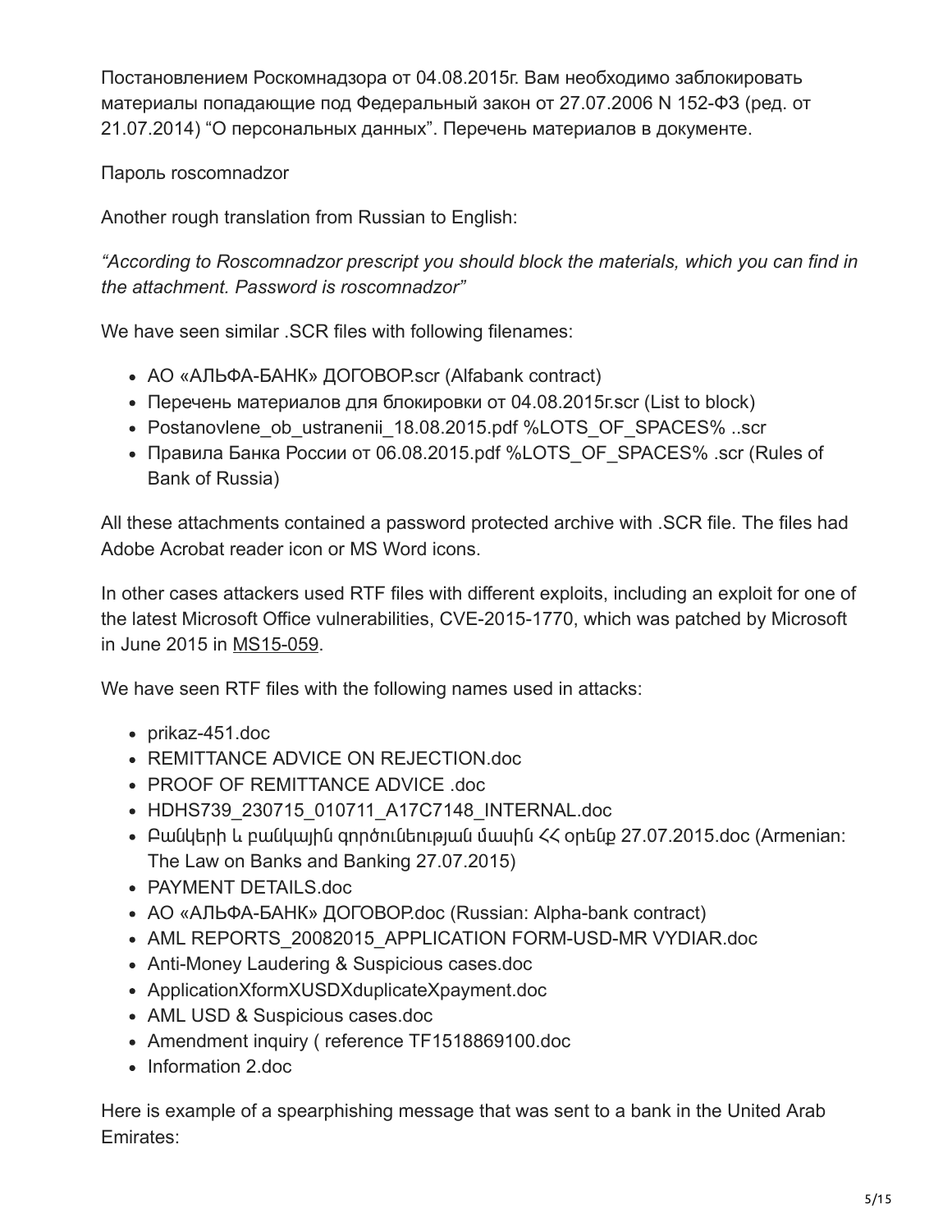Постановлением Роскомнадзора от 04.08.2015г. Вам необходимо заблокировать материалы попадающие под Федеральный закон от 27.07.2006 N 152-ФЗ (ред. от 21.07.2014) “О персональных данных”. Перечень материалов в документе.

Пароль roscomnadzor

Another rough translation from Russian to English:

*“According to Roscomnadzor prescript you should block the materials, which you can find in the attachment. Password is roscomnadzor”*

We have seen similar .SCR files with following filenames:

- АО «АЛЬФА-БАНК» ДОГОВОР.scr (Alfabank contract)
- Перечень материалов для блокировки от 04.08.2015г.scr (List to block)
- Postanovlene_ob_ustranenii_18.08.2015.pdf %LOTS_OF_SPACES% ..scr
- Правила Банка России от 06.08.2015.pdf %LOTS_OF_SPACES% .scr (Rules of Bank of Russia)

All these attachments contained a password protected archive with .SCR file. The files had Adobe Acrobat reader icon or MS Word icons.

In other cases attackers used RTF files with different exploits, including an exploit for one of the latest Microsoft Office vulnerabilities, CVE-2015-1770, which was patched by Microsoft in June 2015 in MS15-059.

We have seen RTF files with the following names used in attacks:

- prikaz-451.doc
- REMITTANCE ADVICE ON REJECTION.doc
- PROOF OF REMITTANCE ADVICE .doc
- HDHS739_230715_010711_A17C7148_INTERNAL.doc
- Բանկերի և բանկային գործունեության մասին ՀՀ օրենք 27.07.2015.doc (Armenian: The Law on Banks and Banking 27.07.2015)
- PAYMENT DETAILS.doc
- АО «АЛЬФА-БАНК» ДОГОВОР.doc (Russian: Alpha-bank contract)
- AML REPORTS_20082015_APPLICATION FORM-USD-MR VYDIAR.doc
- Anti-Money Laudering & Suspicious cases.doc
- ApplicationXformXUSDXduplicateXpayment.doc
- AML USD & Suspicious cases.doc
- Amendment inquiry ( reference TF1518869100.doc
- Information 2.doc

Here is example of a spearphishing message that was sent to a bank in the United Arab Emirates: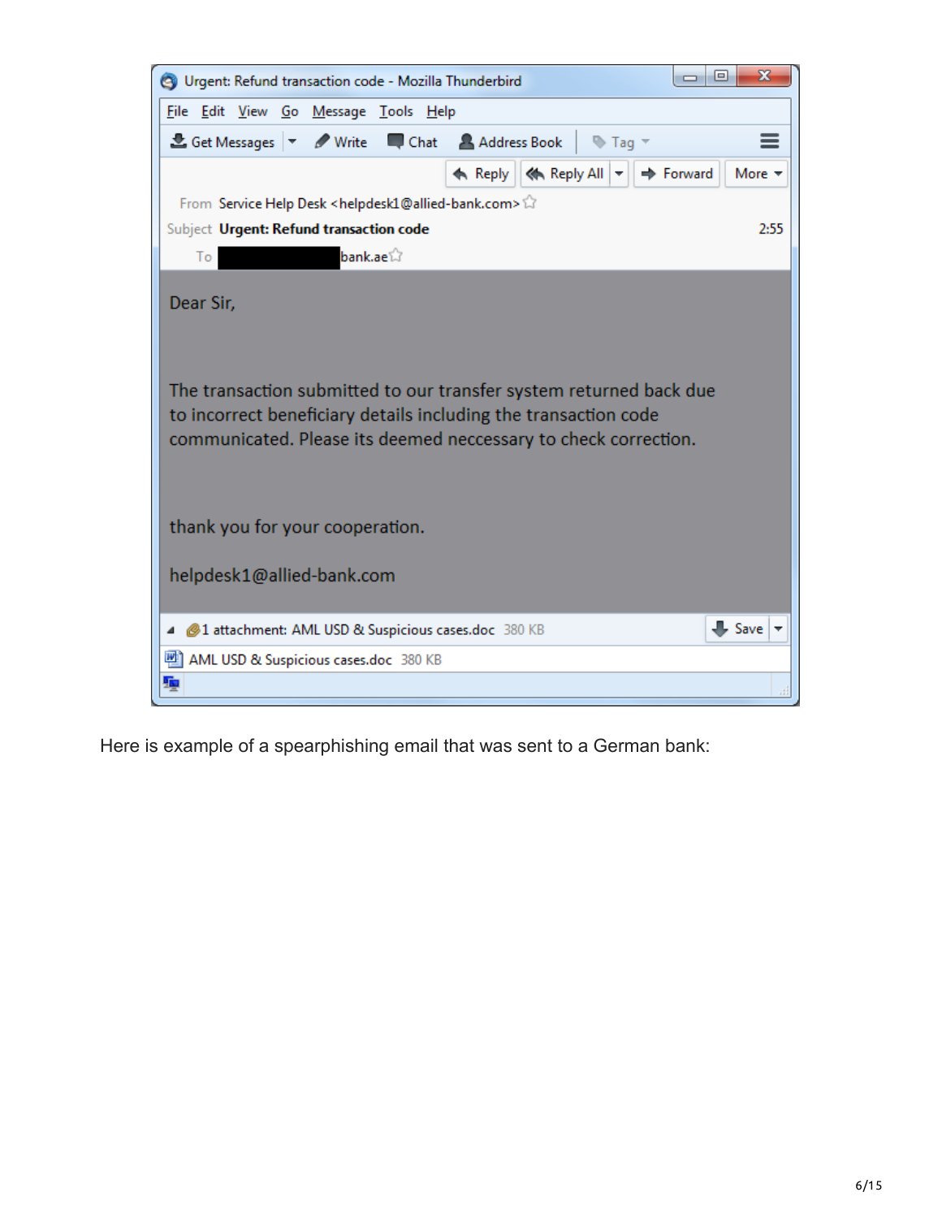Urgent: Refund transaction code - Mozilla Thunderbird

From: Service Help Desk <helpdesk1@allied-bank.com>

Subject: **Urgent: Refund transaction code** 2:55

To: ████████bank.ae

Dear Sir,

The transaction submitted to our transfer system returned back due to incorrect beneficiary details including the transaction code communicated. Please its deemed neccessary to check correction.

thank you for your cooperation.

helpdesk1@allied-bank.com

1 attachment: AML USD & Suspicious cases.doc 380 KB

AML USD & Suspicious cases.doc 380 KB

Here is example of a spearphishing email that was sent to a German bank: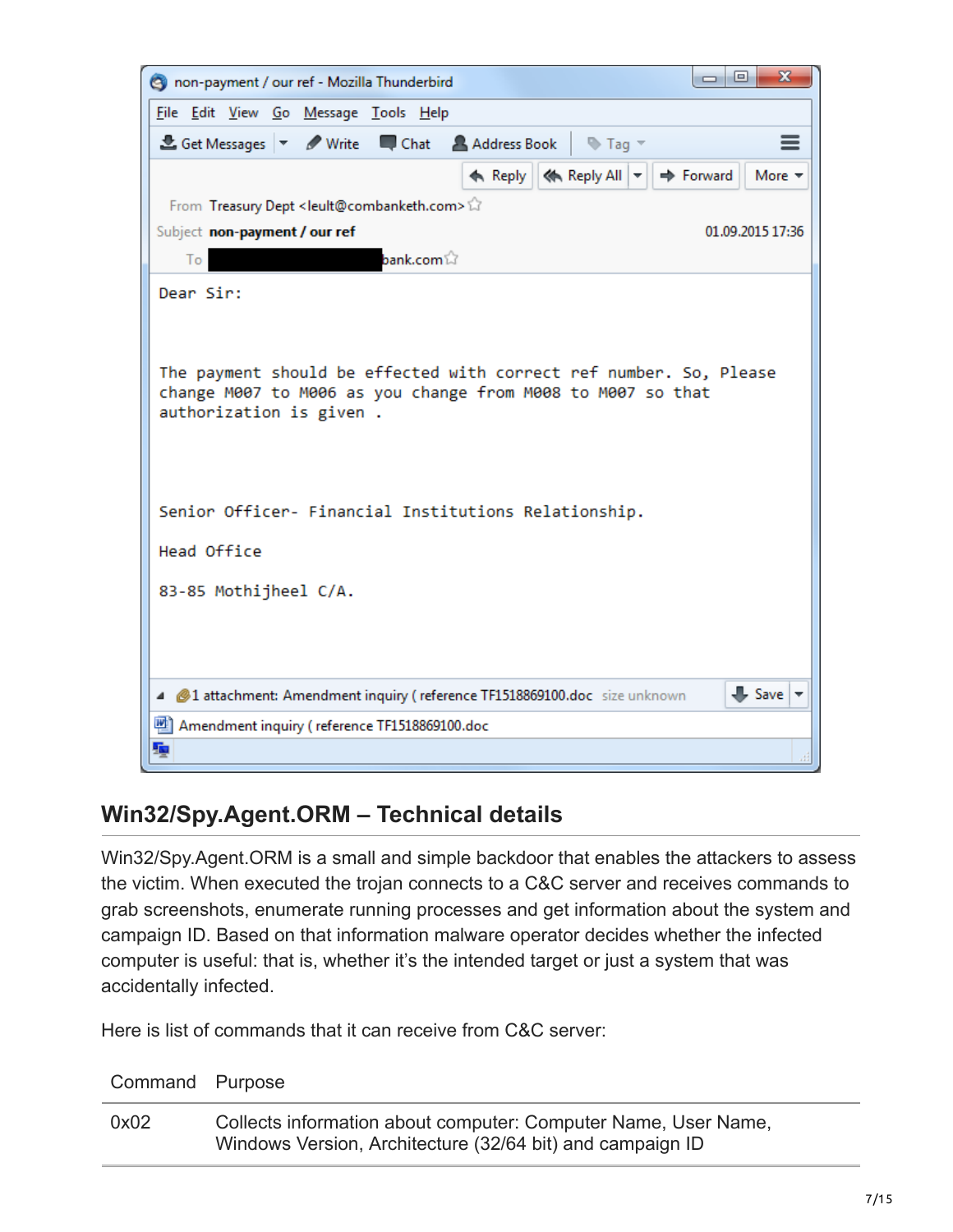## Win32/Spy.Agent.ORM – Technical details

Win32/Spy.Agent.ORM is a small and simple backdoor that enables the attackers to assess the victim. When executed the trojan connects to a C&C server and receives commands to grab screenshots, enumerate running processes and get information about the system and campaign ID. Based on that information malware operator decides whether the infected computer is useful: that is, whether it's the intended target or just a system that was accidentally infected.

Here is list of commands that it can receive from C&C server:

| Command | Purpose |
| --- | --- |
| 0x02 | Collects information about computer: Computer Name, User Name, Windows Version, Architecture (32/64 bit) and campaign ID |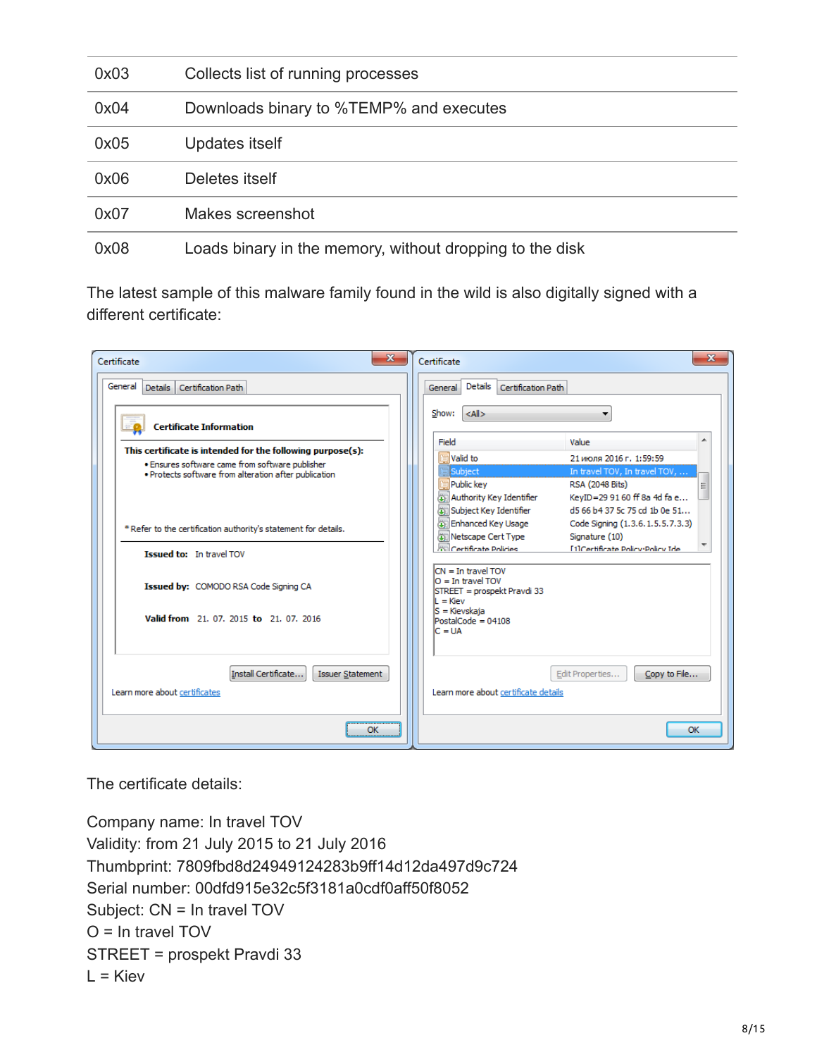| | |
|---|---|
| 0x03 | Collects list of running processes |
| 0x04 | Downloads binary to %TEMP% and executes |
| 0x05 | Updates itself |
| 0x06 | Deletes itself |
| 0x07 | Makes screenshot |
| 0x08 | Loads binary in the memory, without dropping to the disk |

The latest sample of this malware family found in the wild is also digitally signed with a different certificate:

The certificate details:

Company name: In travel TOV
Validity: from 21 July 2015 to 21 July 2016
Thumbprint: 7809fbd8d24949124283b9ff14d12da497d9c724
Serial number: 00dfd915e32c5f3181a0cdf0aff50f8052
Subject: CN = In travel TOV
O = In travel TOV
STREET = prospekt Pravdi 33
L = Kiev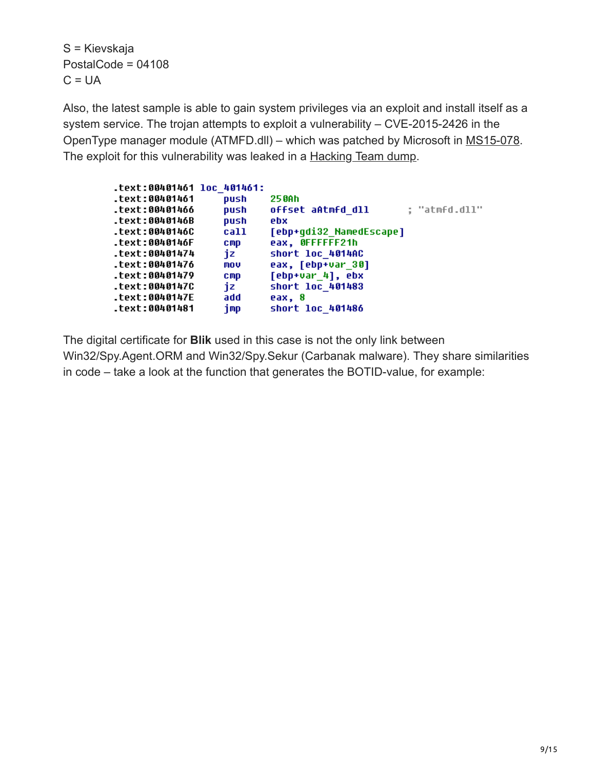S = Kievskaja
PostalCode = 04108
C = UA

Also, the latest sample is able to gain system privileges via an exploit and install itself as a system service. The trojan attempts to exploit a vulnerability – CVE-2015-2426 in the OpenType manager module (ATMFD.dll) – which was patched by Microsoft in MS15-078. The exploit for this vulnerability was leaked in a Hacking Team dump.

```
.text:00401461 loc_401461:
.text:00401461         push    250Ah
.text:00401466         push    offset aAtmfd_dll      ; "atmfd.dll"
.text:0040146B         push    ebx
.text:0040146C         call    [ebp+gdi32_NamedEscape]
.text:0040146F         cmp     eax, 0FFFFFF21h
.text:00401474         jz      short loc_4014AC
.text:00401476         mov     eax, [ebp+var_30]
.text:00401479         cmp     [ebp+var_4], ebx
.text:0040147C         jz      short loc_401483
.text:0040147E         add     eax, 8
.text:00401481         jmp     short loc_401486
```

The digital certificate for **Blik** used in this case is not the only link between Win32/Spy.Agent.ORM and Win32/Spy.Sekur (Carbanak malware). They share similarities in code – take a look at the function that generates the BOTID-value, for example: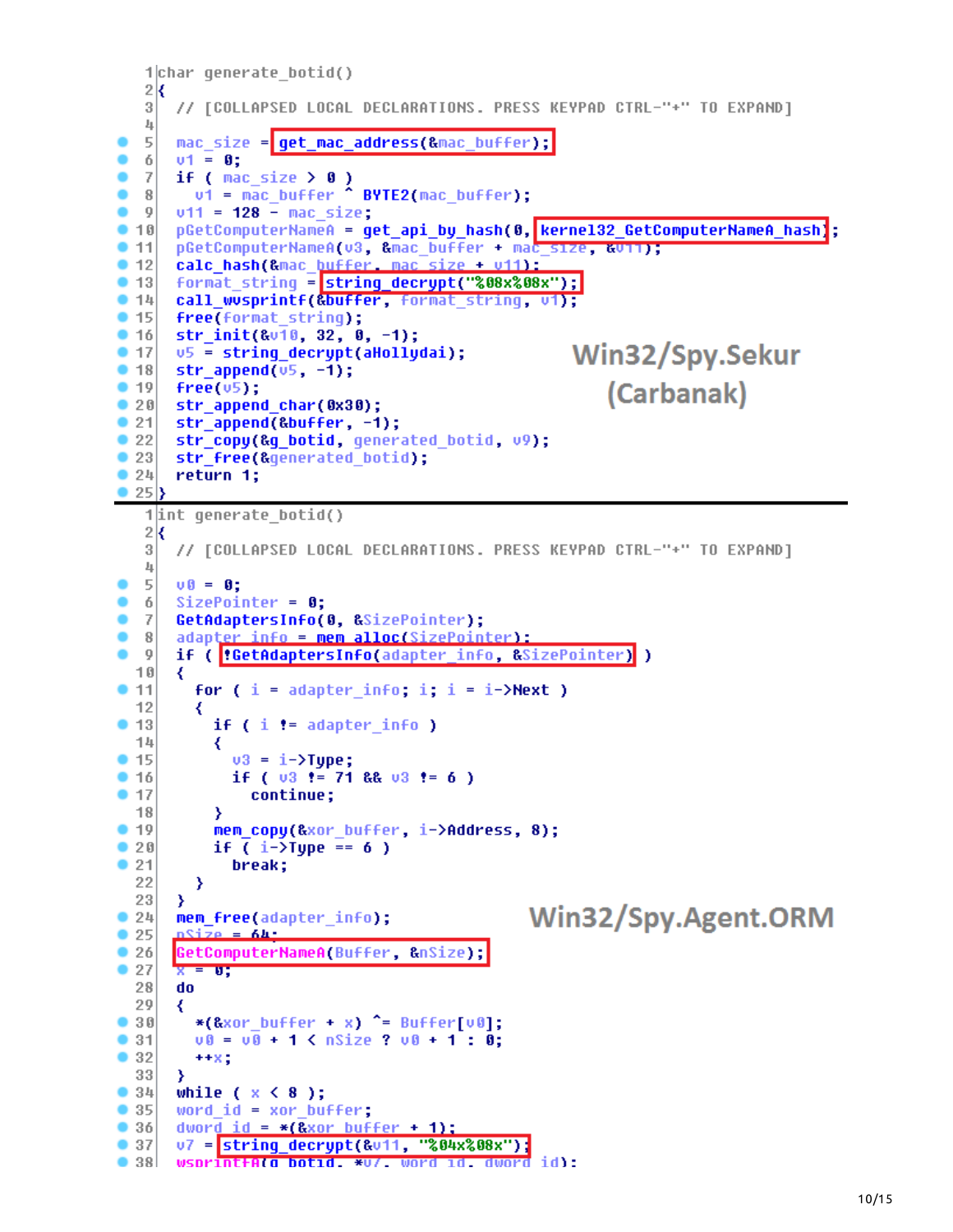```
 1 char generate_botid()
 2 {
 3   // [COLLAPSED LOCAL DECLARATIONS. PRESS KEYPAD CTRL-"+" TO EXPAND]
 4
 5   mac_size = get_mac_address(&mac_buffer);
 6   v1 = 0;
 7   if ( mac_size > 0 )
 8     v1 = mac_buffer ^ BYTE2(mac_buffer);
 9   v11 = 128 - mac_size;
10   pGetComputerNameA = get_api_by_hash(0, kernel32_GetComputerNameA_hash);
11   pGetComputerNameA(v3, &mac_buffer + mac_size, &v11);
12   calc_hash(&mac_buffer, mac_size + v11);
13   format_string = string_decrypt("%08x%08x");
14   call_wvsprintf(&buffer, format_string, v1);
15   free(format_string);
16   str_init(&v10, 32, 0, -1);
17   v5 = string_decrypt(aHollydai);
18   str_append(v5, -1);
19   free(v5);
20   str_append_char(0x30);
21   str_append(&buffer, -1);
22   str_copy(&g_botid, generated_botid, v9);
23   str_free(&generated_botid);
24   return 1;
25 }
```

Win32/Spy.Sekur (Carbanak)

```
 1 int generate_botid()
 2 {
 3   // [COLLAPSED LOCAL DECLARATIONS. PRESS KEYPAD CTRL-"+" TO EXPAND]
 4
 5   v0 = 0;
 6   SizePointer = 0;
 7   GetAdaptersInfo(0, &SizePointer);
 8   adapter_info = mem_alloc(SizePointer);
 9   if ( !GetAdaptersInfo(adapter_info, &SizePointer) )
10   {
11     for ( i = adapter_info; i; i = i->Next )
12     {
13       if ( i != adapter_info )
14       {
15         v3 = i->Type;
16         if ( v3 != 71 && v3 != 6 )
17           continue;
18       }
19       mem_copy(&xor_buffer, i->Address, 8);
20       if ( i->Type == 6 )
21         break;
22     }
23   }
24   mem_free(adapter_info);
25   nSize = 64;
26   GetComputerNameA(Buffer, &nSize);
27   x = 0;
28   do
29   {
30     *(&xor_buffer + x) ^= Buffer[v0];
31     v0 = v0 + 1 < nSize ? v0 + 1 : 0;
32     ++x;
33   }
34   while ( x < 8 );
35   word_id = xor_buffer;
36   dword_id = *(&xor_buffer + 1);
37   v7 = string_decrypt(&v11, "%04x%08x");
38   wsprintfA(g_botid, *v7, word_id, dword_id);
```

Win32/Spy.Agent.ORM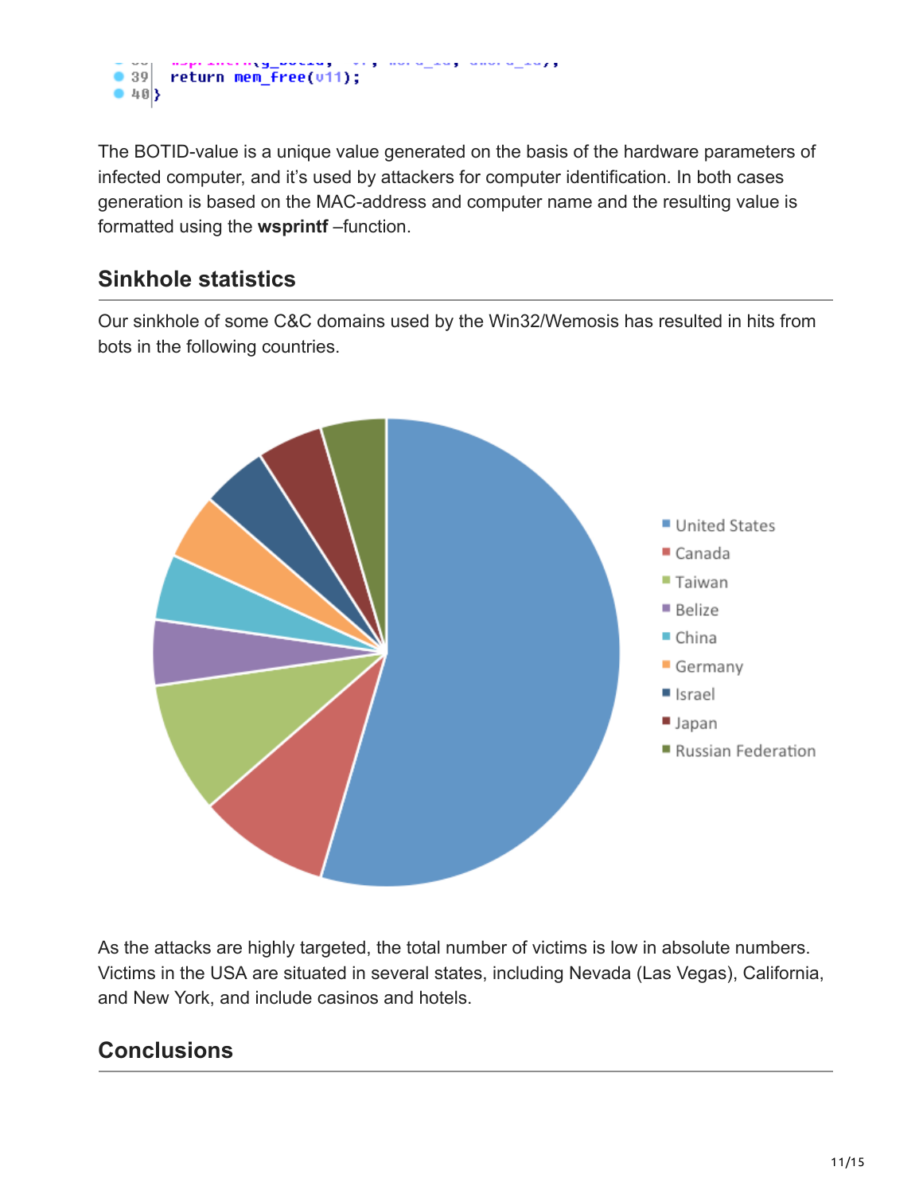```
39  return mem_free(v11);
40 }
```

The BOTID-value is a unique value generated on the basis of the hardware parameters of infected computer, and it's used by attackers for computer identification. In both cases generation is based on the MAC-address and computer name and the resulting value is formatted using the **wsprintf** –function.

## Sinkhole statistics

Our sinkhole of some C&C domains used by the Win32/Wemosis has resulted in hits from bots in the following countries.

- United States
- Canada
- Taiwan
- Belize
- China
- Germany
- Israel
- Japan
- Russian Federation

As the attacks are highly targeted, the total number of victims is low in absolute numbers. Victims in the USA are situated in several states, including Nevada (Las Vegas), California, and New York, and include casinos and hotels.

## Conclusions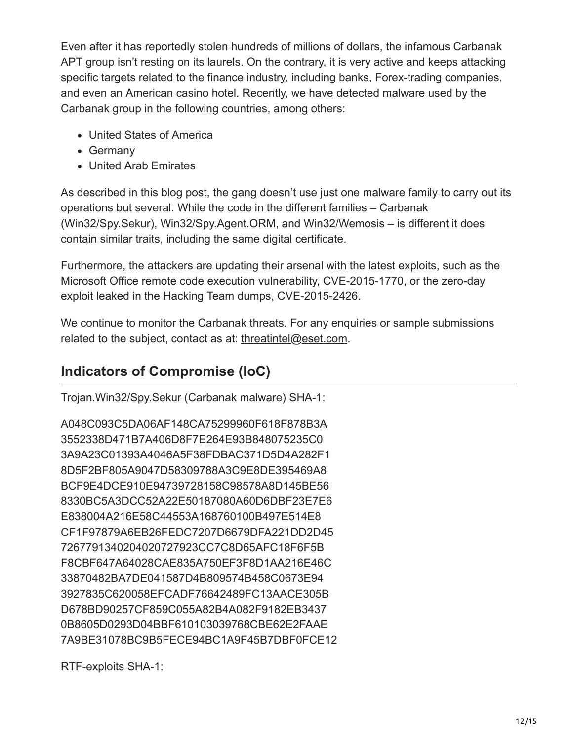Even after it has reportedly stolen hundreds of millions of dollars, the infamous Carbanak APT group isn't resting on its laurels. On the contrary, it is very active and keeps attacking specific targets related to the finance industry, including banks, Forex-trading companies, and even an American casino hotel. Recently, we have detected malware used by the Carbanak group in the following countries, among others:

- United States of America
- Germany
- United Arab Emirates

As described in this blog post, the gang doesn't use just one malware family to carry out its operations but several. While the code in the different families – Carbanak (Win32/Spy.Sekur), Win32/Spy.Agent.ORM, and Win32/Wemosis – is different it does contain similar traits, including the same digital certificate.

Furthermore, the attackers are updating their arsenal with the latest exploits, such as the Microsoft Office remote code execution vulnerability, CVE-2015-1770, or the zero-day exploit leaked in the Hacking Team dumps, CVE-2015-2426.

We continue to monitor the Carbanak threats. For any enquiries or sample submissions related to the subject, contact as at: threatintel@eset.com.

## Indicators of Compromise (IoC)

Trojan.Win32/Spy.Sekur (Carbanak malware) SHA-1:

A048C093C5DA06AF148CA75299960F618F878B3A
3552338D471B7A406D8F7E264E93B848075235C0
3A9A23C01393A4046A5F38FDBAC371D5D4A282F1
8D5F2BF805A9047D58309788A3C9E8DE395469A8
BCF9E4DCE910E94739728158C98578A8D145BE56
8330BC5A3DCC52A22E50187080A60D6DBF23E7E6
E838004A216E58C44553A168760100B497E514E8
CF1F97879A6EB26FEDC7207D6679DFA221DD2D45
7267791340204020727923CC7C8D65AFC18F6F5B
F8CBF647A64028CAE835A750EF3F8D1AA216E46C
33870482BA7DE041587D4B809574B458C0673E94
3927835C620058EFCADF76642489FC13AACE305B
D678BD90257CF859C055A82B4A082F9182EB3437
0B8605D0293D04BBF610103039768CBE62E2FAAE
7A9BE31078BC9B5FECE94BC1A9F45B7DBF0FCE12

RTF-exploits SHA-1: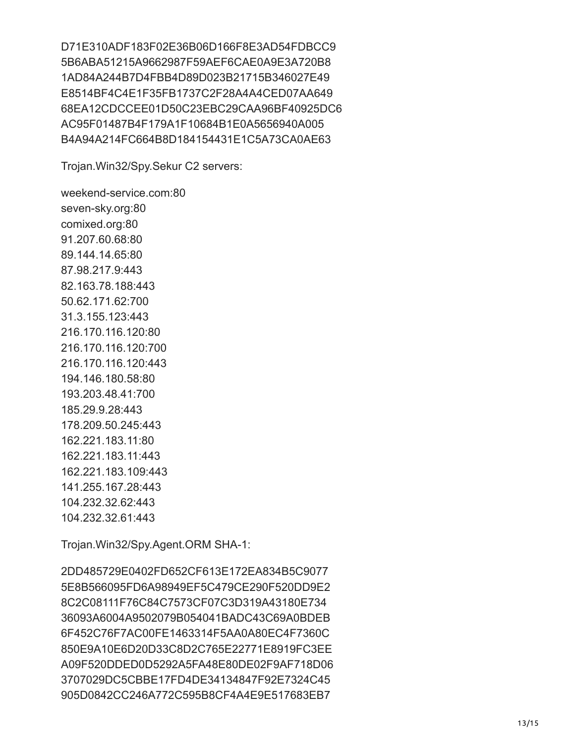D71E310ADF183F02E36B06D166F8E3AD54FDBCC9
5B6ABA51215A9662987F59AEF6CAE0A9E3A720B8
1AD84A244B7D4FBB4D89D023B21715B346027E49
E8514BF4C4E1F35FB1737C2F28A4A4CED07AA649
68EA12CDCCEE01D50C23EBC29CAA96BF40925DC6
AC95F01487B4F179A1F10684B1E0A5656940A005
B4A94A214FC664B8D184154431E1C5A73CA0AE63

Trojan.Win32/Spy.Sekur C2 servers:

weekend-service.com:80
seven-sky.org:80
comixed.org:80
91.207.60.68:80
89.144.14.65:80
87.98.217.9:443
82.163.78.188:443
50.62.171.62:700
31.3.155.123:443
216.170.116.120:80
216.170.116.120:700
216.170.116.120:443
194.146.180.58:80
193.203.48.41:700
185.29.9.28:443
178.209.50.245:443
162.221.183.11:80
162.221.183.11:443
162.221.183.109:443
141.255.167.28:443
104.232.32.62:443
104.232.32.61:443

Trojan.Win32/Spy.Agent.ORM SHA-1:

2DD485729E0402FD652CF613E172EA834B5C9077
5E8B566095FD6A98949EF5C479CE290F520DD9E2
8C2C08111F76C84C7573CF07C3D319A43180E734
36093A6004A9502079B054041BADC43C69A0BDEB
6F452C76F7AC00FE1463314F5AA0A80EC4F7360C
850E9A10E6D20D33C8D2C765E22771E8919FC3EE
A09F520DDED0D5292A5FA48E80DE02F9AF718D06
3707029DC5CBBE17FD4DE34134847F92E7324C45
905D0842CC246A772C595B8CF4A4E9E517683EB7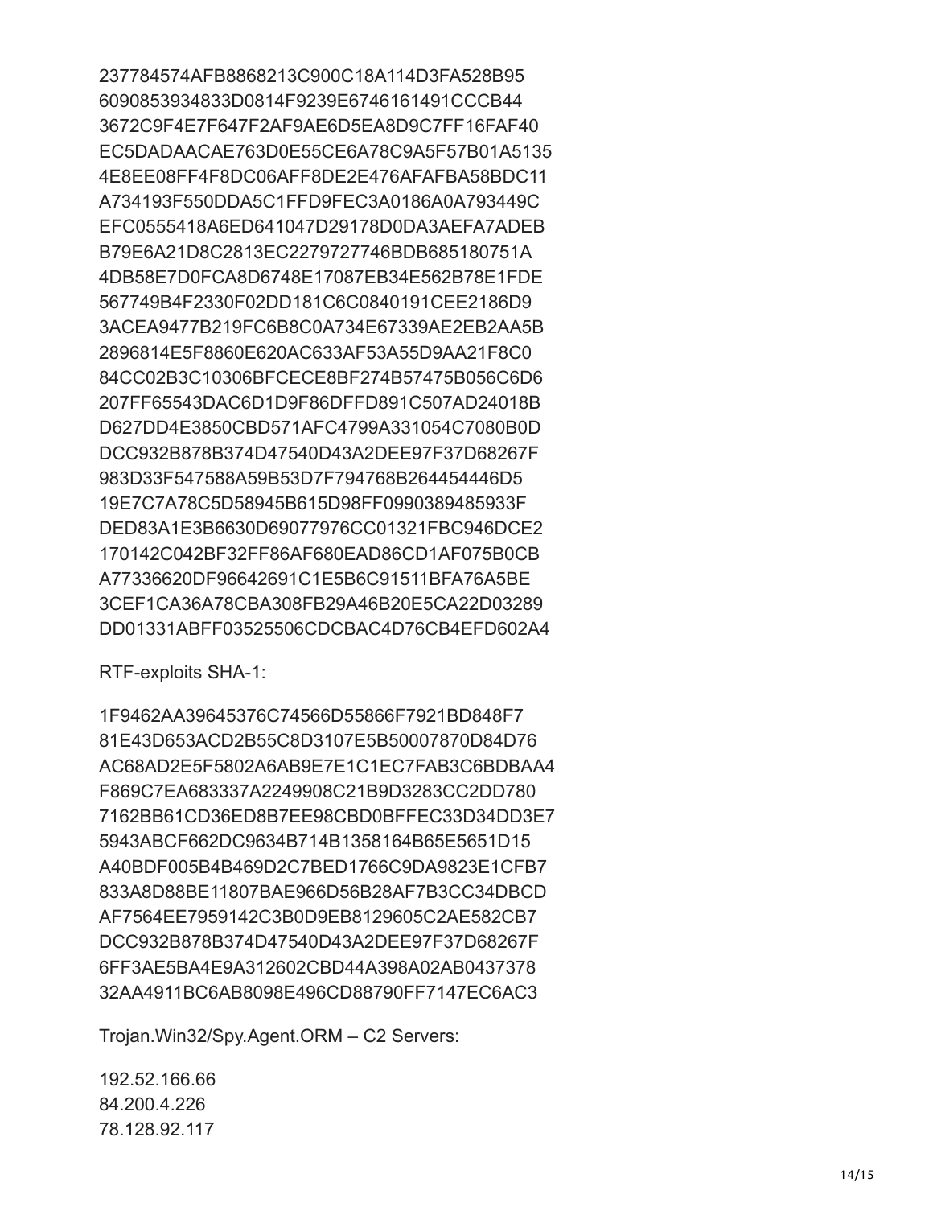237784574AFB8868213C900C18A114D3FA528B95
6090853934833D0814F9239E6746161491CCCB44
3672C9F4E7F647F2AF9AE6D5EA8D9C7FF16FAF40
EC5DADAACAE763D0E55CE6A78C9A5F57B01A5135
4E8EE08FF4F8DC06AFF8DE2E476AFAFBA58BDC11
A734193F550DDA5C1FFD9FEC3A0186A0A793449C
EFC0555418A6ED641047D29178D0DA3AEFA7ADEB
B79E6A21D8C2813EC2279727746BDB685180751A
4DB58E7D0FCA8D6748E17087EB34E562B78E1FDE
567749B4F2330F02DD181C6C0840191CEE2186D9
3ACEA9477B219FC6B8C0A734E67339AE2EB2AA5B
2896814E5F8860E620AC633AF53A55D9AA21F8C0
84CC02B3C10306BFCECE8BF274B57475B056C6D6
207FF65543DAC6D1D9F86DFFD891C507AD24018B
D627DD4E3850CBD571AFC4799A331054C7080B0D
DCC932B878B374D47540D43A2DEE97F37D68267F
983D33F547588A59B53D7F794768B264454446D5
19E7C7A78C5D58945B615D98FF0990389485933F
DED83A1E3B6630D69077976CC01321FBC946DCE2
170142C042BF32FF86AF680EAD86CD1AF075B0CB
A77336620DF96642691C1E5B6C91511BFA76A5BE
3CEF1CA36A78CBA308FB29A46B20E5CA22D03289
DD01331ABFF03525506CDCBAC4D76CB4EFD602A4

RTF-exploits SHA-1:

1F9462AA39645376C74566D55866F7921BD848F7
81E43D653ACD2B55C8D3107E5B50007870D84D76
AC68AD2E5F5802A6AB9E7E1C1EC7FAB3C6BDBAA4
F869C7EA683337A2249908C21B9D3283CC2DD780
7162BB61CD36ED8B7EE98CBD0BFFEC33D34DD3E7
5943ABCF662DC9634B714B1358164B65E5651D15
A40BDF005B4B469D2C7BED1766C9DA9823E1CFB7
833A8D88BE11807BAE966D56B28AF7B3CC34DBCD
AF7564EE7959142C3B0D9EB8129605C2AE582CB7
DCC932B878B374D47540D43A2DEE97F37D68267F
6FF3AE5BA4E9A312602CBD44A398A02AB0437378
32AA4911BC6AB8098E496CD88790FF7147EC6AC3

Trojan.Win32/Spy.Agent.ORM – C2 Servers:

192.52.166.66
84.200.4.226
78.128.92.117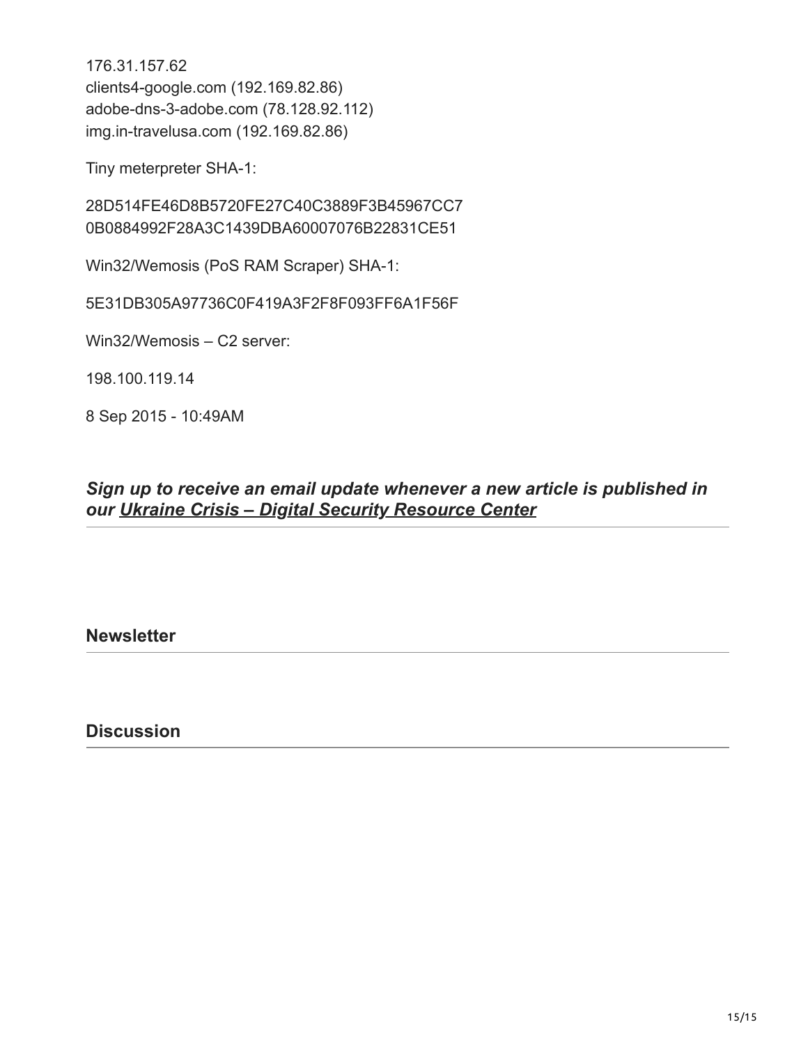176.31.157.62
clients4-google.com (192.169.82.86)
adobe-dns-3-adobe.com (78.128.92.112)
img.in-travelusa.com (192.169.82.86)

Tiny meterpreter SHA-1:

28D514FE46D8B5720FE27C40C3889F3B45967CC7
0B0884992F28A3C1439DBA60007076B22831CE51

Win32/Wemosis (PoS RAM Scraper) SHA-1:

5E31DB305A97736C0F419A3F2F8F093FF6A1F56F

Win32/Wemosis – C2 server:

198.100.119.14

8 Sep 2015 - 10:49AM

***Sign up to receive an email update whenever a new article is published in our Ukraine Crisis – Digital Security Resource Center***

**Newsletter**

**Discussion**